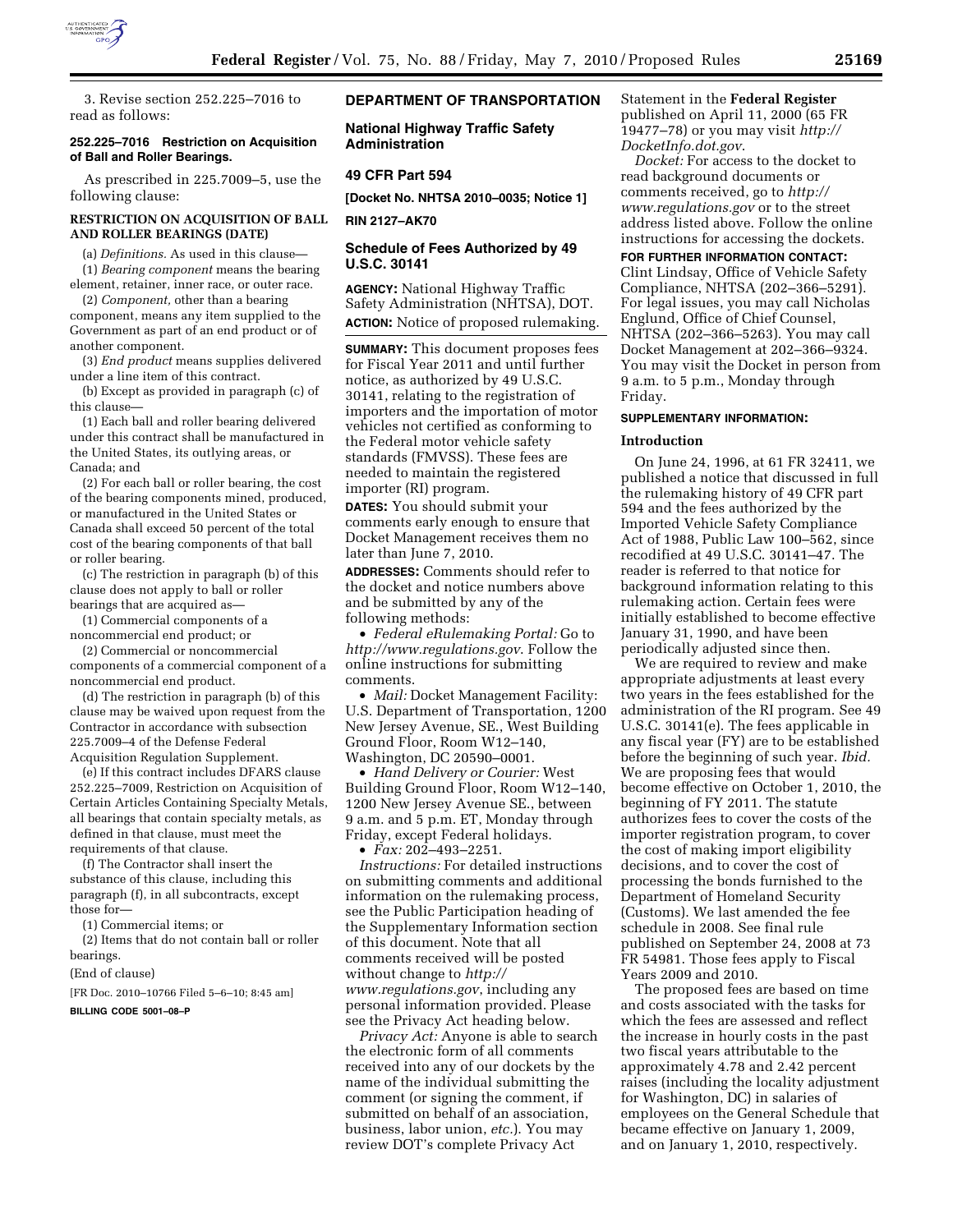3. Revise section 252.225–7016 to read as follows:

**252.225–7016 Restriction on Acquisition of Ball and Roller Bearings.**

As prescribed in 225.7009–5, use the following clause:

**RESTRICTION ON ACQUISITION OF BALL AND ROLLER BEARINGS (DATE)**

(a) *Definitions.* As used in this clause—

(1) *Bearing component* means the bearing element, retainer, inner race, or outer race.

(2) *Component,* other than a bearing component, means any item supplied to the Government as part of an end product or of another component.

(3) *End product* means supplies delivered under a line item of this contract.

(b) Except as provided in paragraph (c) of this clause—

(1) Each ball and roller bearing delivered under this contract shall be manufactured in the United States, its outlying areas, or Canada; and

(2) For each ball or roller bearing, the cost of the bearing components mined, produced, or manufactured in the United States or Canada shall exceed 50 percent of the total cost of the bearing components of that ball or roller bearing.

(c) The restriction in paragraph (b) of this clause does not apply to ball or roller bearings that are acquired as—

(1) Commercial components of a noncommercial end product; or

(2) Commercial or noncommercial components of a commercial component of a noncommercial end product.

(d) The restriction in paragraph (b) of this clause may be waived upon request from the Contractor in accordance with subsection 225.7009–4 of the Defense Federal Acquisition Regulation Supplement.

(e) If this contract includes DFARS clause 252.225–7009, Restriction on Acquisition of Certain Articles Containing Specialty Metals, all bearings that contain specialty metals, as defined in that clause, must meet the requirements of that clause.

(f) The Contractor shall insert the substance of this clause, including this paragraph (f), in all subcontracts, except those for—

(1) Commercial items; or

(2) Items that do not contain ball or roller bearings.

(End of clause)

[FR Doc. 2010–10766 Filed 5–6–10; 8:45 am]

**BILLING CODE 5001–08–P**

## DEPARTMENT OF TRANSPORTATION

### National Highway Traffic Safety Administration

### 49 CFR Part 594

**[Docket No. NHTSA 2010–0035; Notice 1]**

**RIN 2127–AK70**

### Schedule of Fees Authorized by 49 U.S.C. 30141

**AGENCY:** National Highway Traffic Safety Administration (NHTSA), DOT.

**ACTION:** Notice of proposed rulemaking.

**SUMMARY:** This document proposes fees for Fiscal Year 2011 and until further notice, as authorized by 49 U.S.C. 30141, relating to the registration of importers and the importation of motor vehicles not certified as conforming to the Federal motor vehicle safety standards (FMVSS). These fees are needed to maintain the registered importer (RI) program.

**DATES:** You should submit your comments early enough to ensure that Docket Management receives them no later than June 7, 2010.

**ADDRESSES:** Comments should refer to the docket and notice numbers above and be submitted by any of the following methods:

- *Federal eRulemaking Portal:* Go to *http://www.regulations.gov*. Follow the online instructions for submitting comments.
- *Mail:* Docket Management Facility: U.S. Department of Transportation, 1200 New Jersey Avenue, SE., West Building Ground Floor, Room W12–140, Washington, DC 20590–0001.
- *Hand Delivery or Courier:* West Building Ground Floor, Room W12–140, 1200 New Jersey Avenue SE., between 9 a.m. and 5 p.m. ET, Monday through Friday, except Federal holidays.
- *Fax:* 202–493–2251.

*Instructions:* For detailed instructions on submitting comments and additional information on the rulemaking process, see the Public Participation heading of the Supplementary Information section of this document. Note that all comments received will be posted without change to *http://www.regulations.gov*, including any personal information provided. Please see the Privacy Act heading below.

*Privacy Act:* Anyone is able to search the electronic form of all comments received into any of our dockets by the name of the individual submitting the comment (or signing the comment, if submitted on behalf of an association, business, labor union, *etc.*). You may review DOT's complete Privacy Act Statement in the **Federal Register** published on April 11, 2000 (65 FR 19477–78) or you may visit *http://DocketInfo.dot.gov*.

*Docket:* For access to the docket to read background documents or comments received, go to *http://www.regulations.gov* or to the street address listed above. Follow the online instructions for accessing the dockets.

**FOR FURTHER INFORMATION CONTACT:** Clint Lindsay, Office of Vehicle Safety Compliance, NHTSA (202–366–5291). For legal issues, you may call Nicholas Englund, Office of Chief Counsel, NHTSA (202–366–5263). You may call Docket Management at 202–366–9324. You may visit the Docket in person from 9 a.m. to 5 p.m., Monday through Friday.

**SUPPLEMENTARY INFORMATION:**

**Introduction**

On June 24, 1996, at 61 FR 32411, we published a notice that discussed in full the rulemaking history of 49 CFR part 594 and the fees authorized by the Imported Vehicle Safety Compliance Act of 1988, Public Law 100–562, since recodified at 49 U.S.C. 30141–47. The reader is referred to that notice for background information relating to this rulemaking action. Certain fees were initially established to become effective January 31, 1990, and have been periodically adjusted since then.

We are required to review and make appropriate adjustments at least every two years in the fees established for the administration of the RI program. See 49 U.S.C. 30141(e). The fees applicable in any fiscal year (FY) are to be established before the beginning of such year. *Ibid.* We are proposing fees that would become effective on October 1, 2010, the beginning of FY 2011. The statute authorizes fees to cover the costs of the importer registration program, to cover the cost of making import eligibility decisions, and to cover the cost of processing the bonds furnished to the Department of Homeland Security (Customs). We last amended the fee schedule in 2008. See final rule published on September 24, 2008 at 73 FR 54981. Those fees apply to Fiscal Years 2009 and 2010.

The proposed fees are based on time and costs associated with the tasks for which the fees are assessed and reflect the increase in hourly costs in the past two fiscal years attributable to the approximately 4.78 and 2.42 percent raises (including the locality adjustment for Washington, DC) in salaries of employees on the General Schedule that became effective on January 1, 2009, and on January 1, 2010, respectively.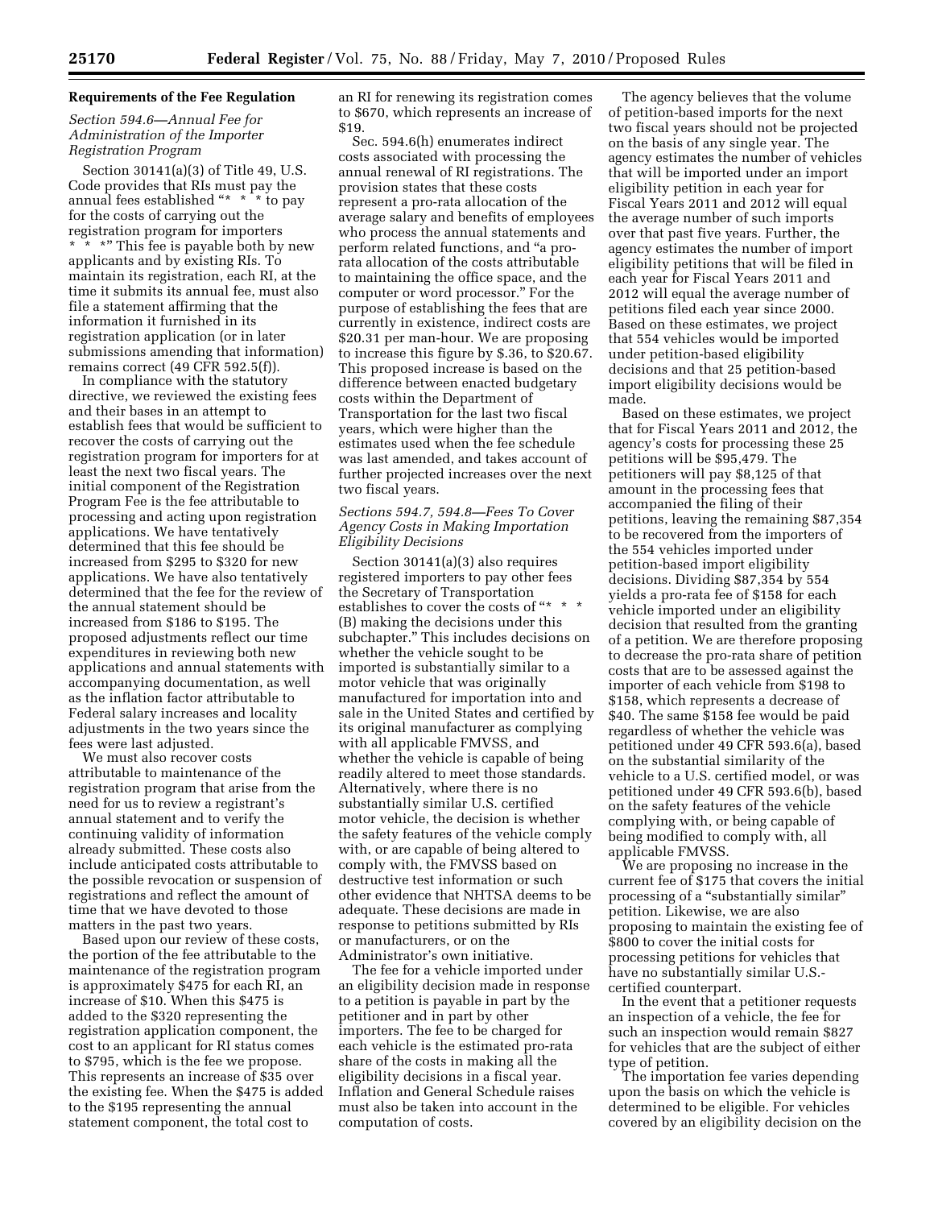## Requirements of the Fee Regulation

### *Section 594.6—Annual Fee for Administration of the Importer Registration Program*

Section 30141(a)(3) of Title 49, U.S. Code provides that RIs must pay the annual fees established "* * * to pay for the costs of carrying out the registration program for importers * * *" This fee is payable both by new applicants and by existing RIs. To maintain its registration, each RI, at the time it submits its annual fee, must also file a statement affirming that the information it furnished in its registration application (or in later submissions amending that information) remains correct (49 CFR 592.5(f)).

In compliance with the statutory directive, we reviewed the existing fees and their bases in an attempt to establish fees that would be sufficient to recover the costs of carrying out the registration program for importers for at least the next two fiscal years. The initial component of the Registration Program Fee is the fee attributable to processing and acting upon registration applications. We have tentatively determined that this fee should be increased from $295 to $320 for new applications. We have also tentatively determined that the fee for the review of the annual statement should be increased from $186 to $195. The proposed adjustments reflect our time expenditures in reviewing both new applications and annual statements with accompanying documentation, as well as the inflation factor attributable to Federal salary increases and locality adjustments in the two years since the fees were last adjusted.

We must also recover costs attributable to maintenance of the registration program that arise from the need for us to review a registrant's annual statement and to verify the continuing validity of information already submitted. These costs also include anticipated costs attributable to the possible revocation or suspension of registrations and reflect the amount of time that we have devoted to those matters in the past two years.

Based upon our review of these costs, the portion of the fee attributable to the maintenance of the registration program is approximately $475 for each RI, an increase of $10. When this $475 is added to the $320 representing the registration application component, the cost to an applicant for RI status comes to $795, which is the fee we propose. This represents an increase of $35 over the existing fee. When the $475 is added to the $195 representing the annual statement component, the total cost to an RI for renewing its registration comes to $670, which represents an increase of $19.

Sec. 594.6(h) enumerates indirect costs associated with processing the annual renewal of RI registrations. The provision states that these costs represent a pro-rata allocation of the average salary and benefits of employees who process the annual statements and perform related functions, and "a pro-rata allocation of the costs attributable to maintaining the office space, and the computer or word processor." For the purpose of establishing the fees that are currently in existence, indirect costs are $20.31 per man-hour. We are proposing to increase this figure by $.36, to $20.67. This proposed increase is based on the difference between enacted budgetary costs within the Department of Transportation for the last two fiscal years, which were higher than the estimates used when the fee schedule was last amended, and takes account of further projected increases over the next two fiscal years.

### *Sections 594.7, 594.8—Fees To Cover Agency Costs in Making Importation Eligibility Decisions*

Section 30141(a)(3) also requires registered importers to pay other fees the Secretary of Transportation establishes to cover the costs of "* * * (B) making the decisions under this subchapter." This includes decisions on whether the vehicle sought to be imported is substantially similar to a motor vehicle that was originally manufactured for importation into and sale in the United States and certified by its original manufacturer as complying with all applicable FMVSS, and whether the vehicle is capable of being readily altered to meet those standards. Alternatively, where there is no substantially similar U.S. certified motor vehicle, the decision is whether the safety features of the vehicle comply with, or are capable of being altered to comply with, the FMVSS based on destructive test information or such other evidence that NHTSA deems to be adequate. These decisions are made in response to petitions submitted by RIs or manufacturers, or on the Administrator's own initiative.

The fee for a vehicle imported under an eligibility decision made in response to a petition is payable in part by the petitioner and in part by other importers. The fee to be charged for each vehicle is the estimated pro-rata share of the costs in making all the eligibility decisions in a fiscal year. Inflation and General Schedule raises must also be taken into account in the computation of costs.

The agency believes that the volume of petition-based imports for the next two fiscal years should not be projected on the basis of any single year. The agency estimates the number of vehicles that will be imported under an import eligibility petition in each year for Fiscal Years 2011 and 2012 will equal the average number of such imports over that past five years. Further, the agency estimates the number of import eligibility petitions that will be filed in each year for Fiscal Years 2011 and 2012 will equal the average number of petitions filed each year since 2000. Based on these estimates, we project that 554 vehicles would be imported under petition-based eligibility decisions and that 25 petition-based import eligibility decisions would be made.

Based on these estimates, we project that for Fiscal Years 2011 and 2012, the agency's costs for processing these 25 petitions will be $95,479. The petitioners will pay $8,125 of that amount in the processing fees that accompanied the filing of their petitions, leaving the remaining $87,354 to be recovered from the importers of the 554 vehicles imported under petition-based import eligibility decisions. Dividing $87,354 by 554 yields a pro-rata fee of $158 for each vehicle imported under an eligibility decision that resulted from the granting of a petition. We are therefore proposing to decrease the pro-rata share of petition costs that are to be assessed against the importer of each vehicle from $198 to $158, which represents a decrease of $40. The same $158 fee would be paid regardless of whether the vehicle was petitioned under 49 CFR 593.6(a), based on the substantial similarity of the vehicle to a U.S. certified model, or was petitioned under 49 CFR 593.6(b), based on the safety features of the vehicle complying with, or being capable of being modified to comply with, all applicable FMVSS.

We are proposing no increase in the current fee of $175 that covers the initial processing of a "substantially similar" petition. Likewise, we are also proposing to maintain the existing fee of $800 to cover the initial costs for processing petitions for vehicles that have no substantially similar U.S.-certified counterpart.

In the event that a petitioner requests an inspection of a vehicle, the fee for such an inspection would remain $827 for vehicles that are the subject of either type of petition.

The importation fee varies depending upon the basis on which the vehicle is determined to be eligible. For vehicles covered by an eligibility decision on the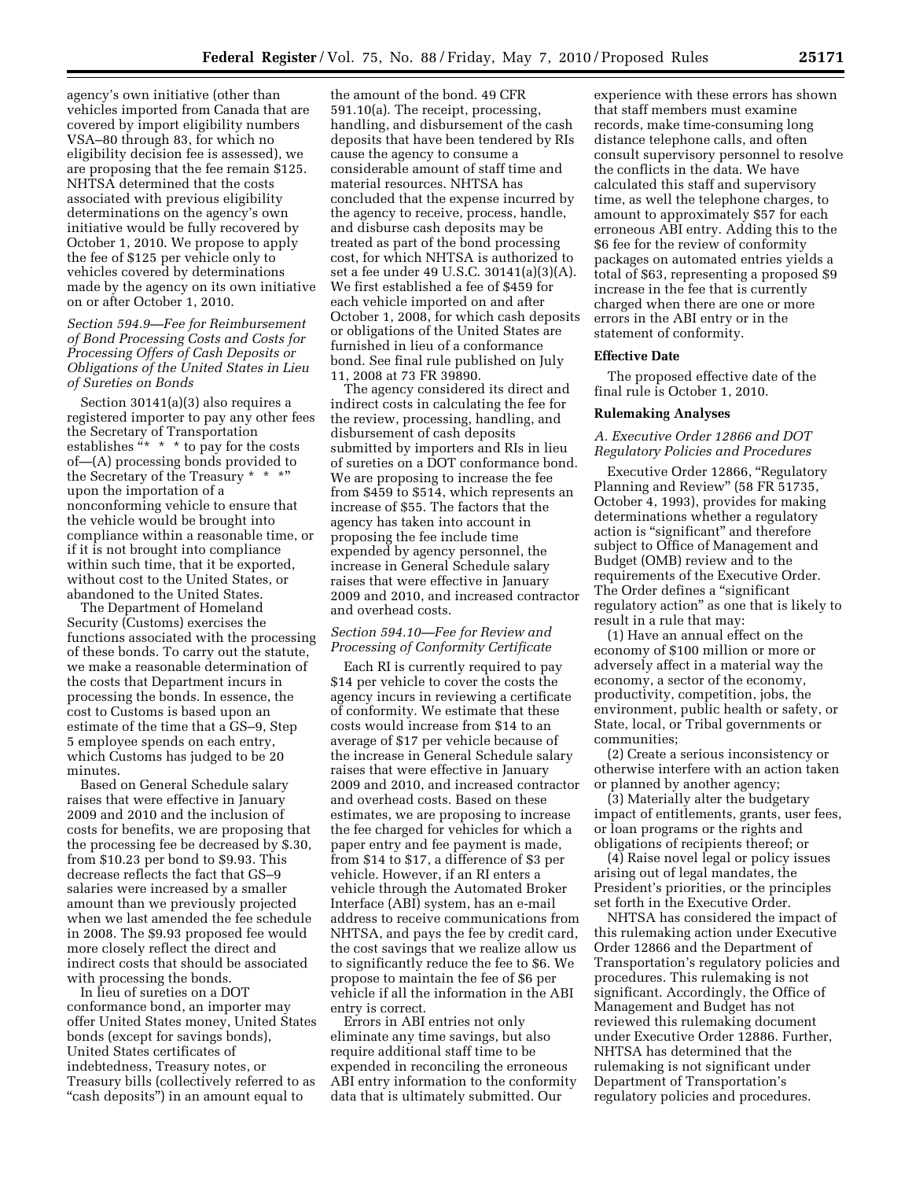agency's own initiative (other than vehicles imported from Canada that are covered by import eligibility numbers VSA–80 through 83, for which no eligibility decision fee is assessed), we are proposing that the fee remain $125. NHTSA determined that the costs associated with previous eligibility determinations on the agency's own initiative would be fully recovered by October 1, 2010. We propose to apply the fee of $125 per vehicle only to vehicles covered by determinations made by the agency on its own initiative on or after October 1, 2010.

*Section 594.9—Fee for Reimbursement of Bond Processing Costs and Costs for Processing Offers of Cash Deposits or Obligations of the United States in Lieu of Sureties on Bonds*

Section 30141(a)(3) also requires a registered importer to pay any other fees the Secretary of Transportation establishes "* * * to pay for the costs of—(A) processing bonds provided to the Secretary of the Treasury * * *" upon the importation of a nonconforming vehicle to ensure that the vehicle would be brought into compliance within a reasonable time, or if it is not brought into compliance within such time, that it be exported, without cost to the United States, or abandoned to the United States.

The Department of Homeland Security (Customs) exercises the functions associated with the processing of these bonds. To carry out the statute, we make a reasonable determination of the costs that Department incurs in processing the bonds. In essence, the cost to Customs is based upon an estimate of the time that a GS–9, Step 5 employee spends on each entry, which Customs has judged to be 20 minutes.

Based on General Schedule salary raises that were effective in January 2009 and 2010 and the inclusion of costs for benefits, we are proposing that the processing fee be decreased by $.30, from $10.23 per bond to $9.93. This decrease reflects the fact that GS–9 salaries were increased by a smaller amount than we previously projected when we last amended the fee schedule in 2008. The $9.93 proposed fee would more closely reflect the direct and indirect costs that should be associated with processing the bonds.

In lieu of sureties on a DOT conformance bond, an importer may offer United States money, United States bonds (except for savings bonds), United States certificates of indebtedness, Treasury notes, or Treasury bills (collectively referred to as "cash deposits") in an amount equal to the amount of the bond. 49 CFR 591.10(a). The receipt, processing, handling, and disbursement of the cash deposits that have been tendered by RIs cause the agency to consume a considerable amount of staff time and material resources. NHTSA has concluded that the expense incurred by the agency to receive, process, handle, and disburse cash deposits may be treated as part of the bond processing cost, for which NHTSA is authorized to set a fee under 49 U.S.C. 30141(a)(3)(A). We first established a fee of $459 for each vehicle imported on and after October 1, 2008, for which cash deposits or obligations of the United States are furnished in lieu of a conformance bond. See final rule published on July 11, 2008 at 73 FR 39890.

The agency considered its direct and indirect costs in calculating the fee for the review, processing, handling, and disbursement of cash deposits submitted by importers and RIs in lieu of sureties on a DOT conformance bond. We are proposing to increase the fee from $459 to $514, which represents an increase of $55. The factors that the agency has taken into account in proposing the fee include time expended by agency personnel, the increase in General Schedule salary raises that were effective in January 2009 and 2010, and increased contractor and overhead costs.

*Section 594.10—Fee for Review and Processing of Conformity Certificate*

Each RI is currently required to pay $14 per vehicle to cover the costs the agency incurs in reviewing a certificate of conformity. We estimate that these costs would increase from $14 to an average of $17 per vehicle because of the increase in General Schedule salary raises that were effective in January 2009 and 2010, and increased contractor and overhead costs. Based on these estimates, we are proposing to increase the fee charged for vehicles for which a paper entry and fee payment is made, from $14 to $17, a difference of $3 per vehicle. However, if an RI enters a vehicle through the Automated Broker Interface (ABI) system, has an e-mail address to receive communications from NHTSA, and pays the fee by credit card, the cost savings that we realize allow us to significantly reduce the fee to $6. We propose to maintain the fee of $6 per vehicle if all the information in the ABI entry is correct.

Errors in ABI entries not only eliminate any time savings, but also require additional staff time to be expended in reconciling the erroneous ABI entry information to the conformity data that is ultimately submitted. Our experience with these errors has shown that staff members must examine records, make time-consuming long distance telephone calls, and often consult supervisory personnel to resolve the conflicts in the data. We have calculated this staff and supervisory time, as well the telephone charges, to amount to approximately $57 for each erroneous ABI entry. Adding this to the $6 fee for the review of conformity packages on automated entries yields a total of $63, representing a proposed $9 increase in the fee that is currently charged when there are one or more errors in the ABI entry or in the statement of conformity.

**Effective Date**

The proposed effective date of the final rule is October 1, 2010.

**Rulemaking Analyses**

*A. Executive Order 12866 and DOT Regulatory Policies and Procedures*

Executive Order 12866, "Regulatory Planning and Review" (58 FR 51735, October 4, 1993), provides for making determinations whether a regulatory action is "significant" and therefore subject to Office of Management and Budget (OMB) review and to the requirements of the Executive Order. The Order defines a "significant regulatory action" as one that is likely to result in a rule that may:

(1) Have an annual effect on the economy of $100 million or more or adversely affect in a material way the economy, a sector of the economy, productivity, competition, jobs, the environment, public health or safety, or State, local, or Tribal governments or communities;

(2) Create a serious inconsistency or otherwise interfere with an action taken or planned by another agency;

(3) Materially alter the budgetary impact of entitlements, grants, user fees, or loan programs or the rights and obligations of recipients thereof; or

(4) Raise novel legal or policy issues arising out of legal mandates, the President's priorities, or the principles set forth in the Executive Order.

NHTSA has considered the impact of this rulemaking action under Executive Order 12866 and the Department of Transportation's regulatory policies and procedures. This rulemaking is not significant. Accordingly, the Office of Management and Budget has not reviewed this rulemaking document under Executive Order 12886. Further, NHTSA has determined that the rulemaking is not significant under Department of Transportation's regulatory policies and procedures.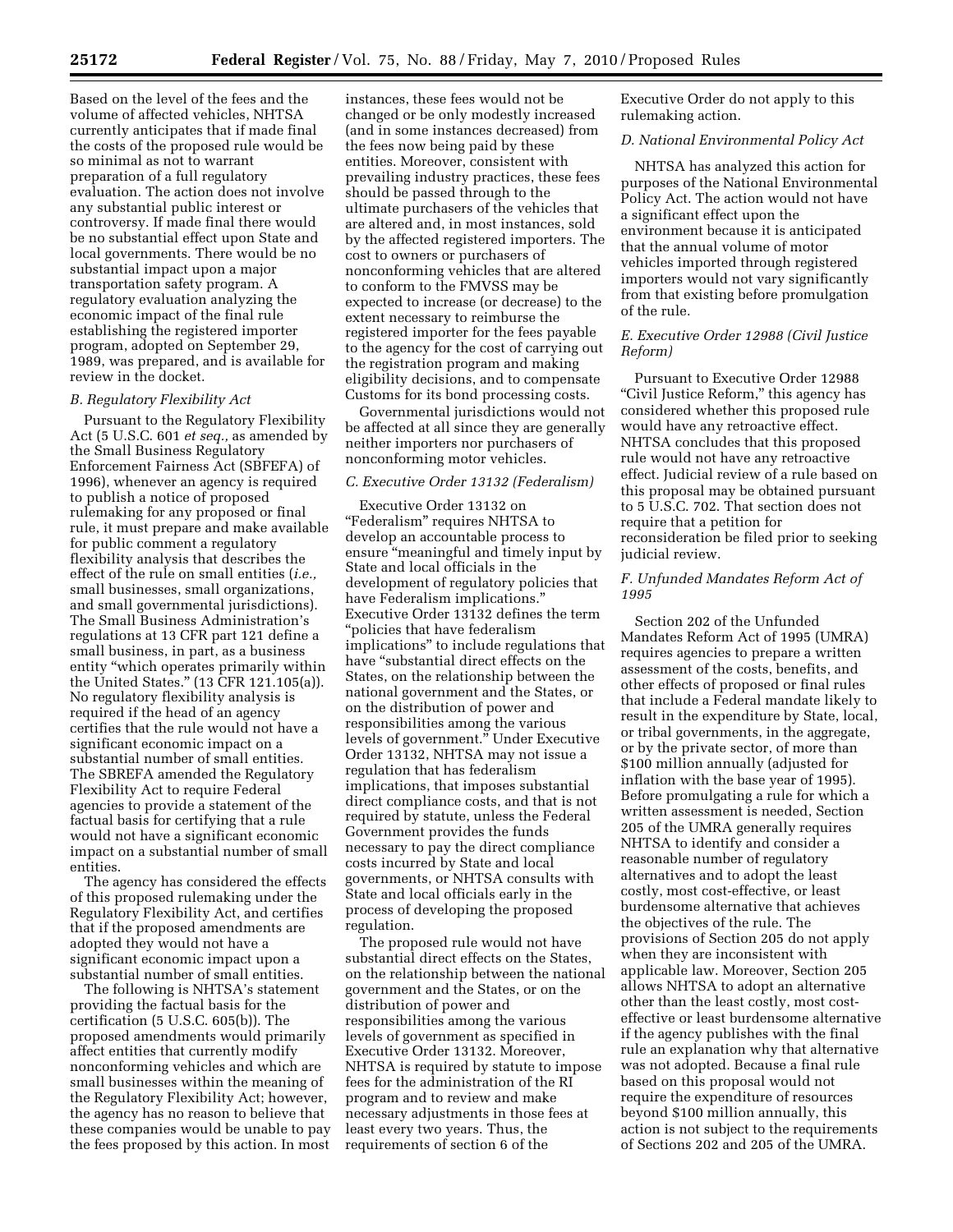Based on the level of the fees and the volume of affected vehicles, NHTSA currently anticipates that if made final the costs of the proposed rule would be so minimal as not to warrant preparation of a full regulatory evaluation. The action does not involve any substantial public interest or controversy. If made final there would be no substantial effect upon State and local governments. There would be no substantial impact upon a major transportation safety program. A regulatory evaluation analyzing the economic impact of the final rule establishing the registered importer program, adopted on September 29, 1989, was prepared, and is available for review in the docket.

### *B. Regulatory Flexibility Act*

Pursuant to the Regulatory Flexibility Act (5 U.S.C. 601 *et seq.,* as amended by the Small Business Regulatory Enforcement Fairness Act (SBREFA) of 1996), whenever an agency is required to publish a notice of proposed rulemaking for any proposed or final rule, it must prepare and make available for public comment a regulatory flexibility analysis that describes the effect of the rule on small entities (*i.e.,* small businesses, small organizations, and small governmental jurisdictions). The Small Business Administration's regulations at 13 CFR part 121 define a small business, in part, as a business entity "which operates primarily within the United States." (13 CFR 121.105(a)). No regulatory flexibility analysis is required if the head of an agency certifies that the rule would not have a significant economic impact on a substantial number of small entities. The SBREFA amended the Regulatory Flexibility Act to require Federal agencies to provide a statement of the factual basis for certifying that a rule would not have a significant economic impact on a substantial number of small entities.

The agency has considered the effects of this proposed rulemaking under the Regulatory Flexibility Act, and certifies that if the proposed amendments are adopted they would not have a significant economic impact upon a substantial number of small entities.

The following is NHTSA's statement providing the factual basis for the certification (5 U.S.C. 605(b)). The proposed amendments would primarily affect entities that currently modify nonconforming vehicles and which are small businesses within the meaning of the Regulatory Flexibility Act; however, the agency has no reason to believe that these companies would be unable to pay the fees proposed by this action. In most instances, these fees would not be changed or be only modestly increased (and in some instances decreased) from the fees now being paid by these entities. Moreover, consistent with prevailing industry practices, these fees should be passed through to the ultimate purchasers of the vehicles that are altered and, in most instances, sold by the affected registered importers. The cost to owners or purchasers of nonconforming vehicles that are altered to conform to the FMVSS may be expected to increase (or decrease) to the extent necessary to reimburse the registered importer for the fees payable to the agency for the cost of carrying out the registration program and making eligibility decisions, and to compensate Customs for its bond processing costs.

Governmental jurisdictions would not be affected at all since they are generally neither importers nor purchasers of nonconforming motor vehicles.

### *C. Executive Order 13132 (Federalism)*

Executive Order 13132 on "Federalism" requires NHTSA to develop an accountable process to ensure "meaningful and timely input by State and local officials in the development of regulatory policies that have Federalism implications." Executive Order 13132 defines the term "policies that have federalism implications" to include regulations that have "substantial direct effects on the States, on the relationship between the national government and the States, or on the distribution of power and responsibilities among the various levels of government." Under Executive Order 13132, NHTSA may not issue a regulation that has federalism implications, that imposes substantial direct compliance costs, and that is not required by statute, unless the Federal Government provides the funds necessary to pay the direct compliance costs incurred by State and local governments, or NHTSA consults with State and local officials early in the process of developing the proposed regulation.

The proposed rule would not have substantial direct effects on the States, on the relationship between the national government and the States, or on the distribution of power and responsibilities among the various levels of government as specified in Executive Order 13132. Moreover, NHTSA is required by statute to impose fees for the administration of the RI program and to review and make necessary adjustments in those fees at least every two years. Thus, the requirements of section 6 of the Executive Order do not apply to this rulemaking action.

### *D. National Environmental Policy Act*

NHTSA has analyzed this action for purposes of the National Environmental Policy Act. The action would not have a significant effect upon the environment because it is anticipated that the annual volume of motor vehicles imported through registered importers would not vary significantly from that existing before promulgation of the rule.

### *E. Executive Order 12988 (Civil Justice Reform)*

Pursuant to Executive Order 12988 "Civil Justice Reform," this agency has considered whether this proposed rule would have any retroactive effect. NHTSA concludes that this proposed rule would not have any retroactive effect. Judicial review of a rule based on this proposal may be obtained pursuant to 5 U.S.C. 702. That section does not require that a petition for reconsideration be filed prior to seeking judicial review.

### *F. Unfunded Mandates Reform Act of 1995*

Section 202 of the Unfunded Mandates Reform Act of 1995 (UMRA) requires agencies to prepare a written assessment of the costs, benefits, and other effects of proposed or final rules that include a Federal mandate likely to result in the expenditure by State, local, or tribal governments, in the aggregate, or by the private sector, of more than $100 million annually (adjusted for inflation with the base year of 1995). Before promulgating a rule for which a written assessment is needed, Section 205 of the UMRA generally requires NHTSA to identify and consider a reasonable number of regulatory alternatives and to adopt the least costly, most cost-effective, or least burdensome alternative that achieves the objectives of the rule. The provisions of Section 205 do not apply when they are inconsistent with applicable law. Moreover, Section 205 allows NHTSA to adopt an alternative other than the least costly, most cost-effective or least burdensome alternative if the agency publishes with the final rule an explanation why that alternative was not adopted. Because a final rule based on this proposal would not require the expenditure of resources beyond $100 million annually, this action is not subject to the requirements of Sections 202 and 205 of the UMRA.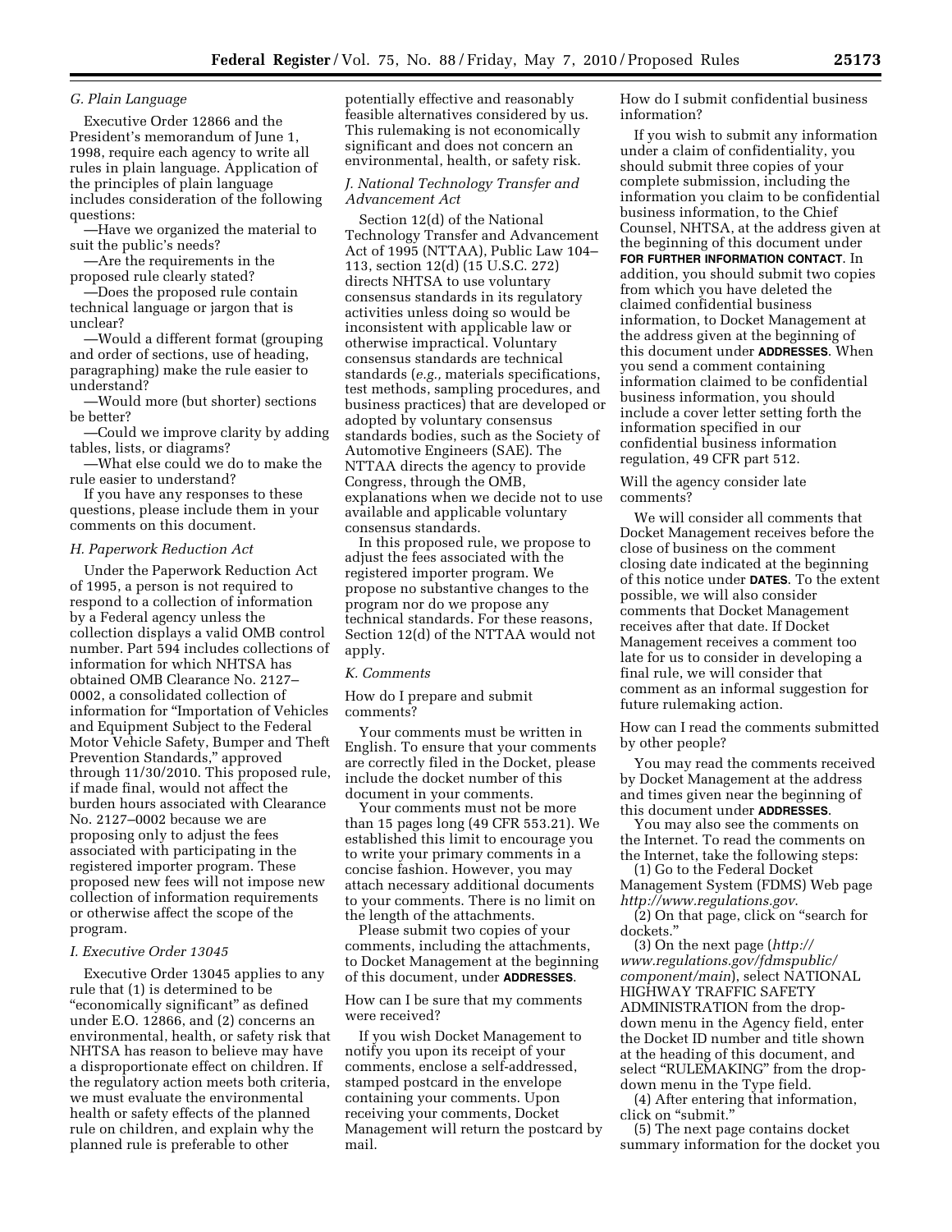### G. Plain Language

Executive Order 12866 and the President's memorandum of June 1, 1998, require each agency to write all rules in plain language. Application of the principles of plain language includes consideration of the following questions:

—Have we organized the material to suit the public's needs?

—Are the requirements in the proposed rule clearly stated?

—Does the proposed rule contain technical language or jargon that is unclear?

—Would a different format (grouping and order of sections, use of heading, paragraphing) make the rule easier to understand?

—Would more (but shorter) sections be better?

—Could we improve clarity by adding tables, lists, or diagrams?

—What else could we do to make the rule easier to understand?

If you have any responses to these questions, please include them in your comments on this document.

### H. Paperwork Reduction Act

Under the Paperwork Reduction Act of 1995, a person is not required to respond to a collection of information by a Federal agency unless the collection displays a valid OMB control number. Part 594 includes collections of information for which NHTSA has obtained OMB Clearance No. 2127–0002, a consolidated collection of information for "Importation of Vehicles and Equipment Subject to the Federal Motor Vehicle Safety, Bumper and Theft Prevention Standards," approved through 11/30/2010. This proposed rule, if made final, would not affect the burden hours associated with Clearance No. 2127–0002 because we are proposing only to adjust the fees associated with participating in the registered importer program. These proposed new fees will not impose new collection of information requirements or otherwise affect the scope of the program.

### I. Executive Order 13045

Executive Order 13045 applies to any rule that (1) is determined to be "economically significant" as defined under E.O. 12866, and (2) concerns an environmental, health, or safety risk that NHTSA has reason to believe may have a disproportionate effect on children. If the regulatory action meets both criteria, we must evaluate the environmental health or safety effects of the planned rule on children, and explain why the planned rule is preferable to other potentially effective and reasonably feasible alternatives considered by us. This rulemaking is not economically significant and does not concern an environmental, health, or safety risk.

### J. National Technology Transfer and Advancement Act

Section 12(d) of the National Technology Transfer and Advancement Act of 1995 (NTTAA), Public Law 104–113, section 12(d) (15 U.S.C. 272) directs NHTSA to use voluntary consensus standards in its regulatory activities unless doing so would be inconsistent with applicable law or otherwise impractical. Voluntary consensus standards are technical standards (*e.g.,* materials specifications, test methods, sampling procedures, and business practices) that are developed or adopted by voluntary consensus standards bodies, such as the Society of Automotive Engineers (SAE). The NTTAA directs the agency to provide Congress, through the OMB, explanations when we decide not to use available and applicable voluntary consensus standards.

In this proposed rule, we propose to adjust the fees associated with the registered importer program. We propose no substantive changes to the program nor do we propose any technical standards. For these reasons, Section 12(d) of the NTTAA would not apply.

### K. Comments

How do I prepare and submit comments?

Your comments must be written in English. To ensure that your comments are correctly filed in the Docket, please include the docket number of this document in your comments.

Your comments must not be more than 15 pages long (49 CFR 553.21). We established this limit to encourage you to write your primary comments in a concise fashion. However, you may attach necessary additional documents to your comments. There is no limit on the length of the attachments.

Please submit two copies of your comments, including the attachments, to Docket Management at the beginning of this document, under **ADDRESSES**.

How can I be sure that my comments were received?

If you wish Docket Management to notify you upon its receipt of your comments, enclose a self-addressed, stamped postcard in the envelope containing your comments. Upon receiving your comments, Docket Management will return the postcard by mail.

How do I submit confidential business information?

If you wish to submit any information under a claim of confidentiality, you should submit three copies of your complete submission, including the information you claim to be confidential business information, to the Chief Counsel, NHTSA, at the address given at the beginning of this document under **FOR FURTHER INFORMATION CONTACT**. In addition, you should submit two copies from which you have deleted the claimed confidential business information, to Docket Management at the address given at the beginning of this document under **ADDRESSES**. When you send a comment containing information claimed to be confidential business information, you should include a cover letter setting forth the information specified in our confidential business information regulation, 49 CFR part 512.

Will the agency consider late comments?

We will consider all comments that Docket Management receives before the close of business on the comment closing date indicated at the beginning of this notice under **DATES**. To the extent possible, we will also consider comments that Docket Management receives after that date. If Docket Management receives a comment too late for us to consider in developing a final rule, we will consider that comment as an informal suggestion for future rulemaking action.

How can I read the comments submitted by other people?

You may read the comments received by Docket Management at the address and times given near the beginning of this document under **ADDRESSES**.

You may also see the comments on the Internet. To read the comments on the Internet, take the following steps:

(1) Go to the Federal Docket Management System (FDMS) Web page *http://www.regulations.gov*.

(2) On that page, click on "search for dockets."

(3) On the next page (*http://www.regulations.gov/fdmspublic/component/main*), select NATIONAL HIGHWAY TRAFFIC SAFETY ADMINISTRATION from the drop-down menu in the Agency field, enter the Docket ID number and title shown at the heading of this document, and select "RULEMAKING" from the drop-down menu in the Type field.

(4) After entering that information, click on "submit."

(5) The next page contains docket summary information for the docket you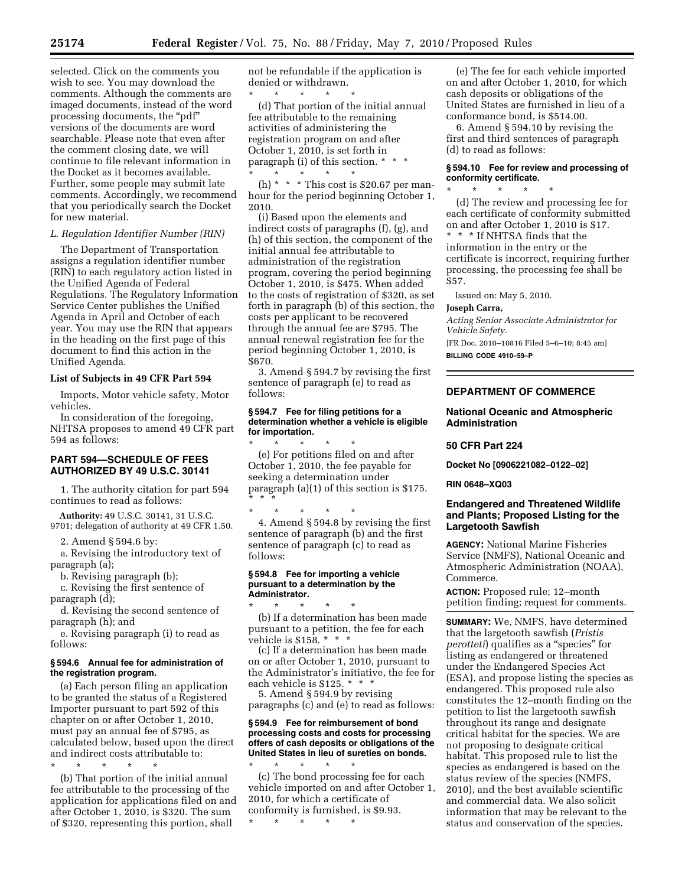selected. Click on the comments you wish to see. You may download the comments. Although the comments are imaged documents, instead of the word processing documents, the "pdf" versions of the documents are word searchable. Please note that even after the comment closing date, we will continue to file relevant information in the Docket as it becomes available. Further, some people may submit late comments. Accordingly, we recommend that you periodically search the Docket for new material.

*L. Regulation Identifier Number (RIN)*

The Department of Transportation assigns a regulation identifier number (RIN) to each regulatory action listed in the Unified Agenda of Federal Regulations. The Regulatory Information Service Center publishes the Unified Agenda in April and October of each year. You may use the RIN that appears in the heading on the first page of this document to find this action in the Unified Agenda.

**List of Subjects in 49 CFR Part 594**

Imports, Motor vehicle safety, Motor vehicles.

In consideration of the foregoing, NHTSA proposes to amend 49 CFR part 594 as follows:

## PART 594—SCHEDULE OF FEES AUTHORIZED BY 49 U.S.C. 30141

1. The authority citation for part 594 continues to read as follows:

**Authority:** 49 U.S.C. 30141, 31 U.S.C. 9701; delegation of authority at 49 CFR 1.50.

2. Amend § 594.6 by:

a. Revising the introductory text of paragraph (a);

b. Revising paragraph (b);

c. Revising the first sentence of paragraph (d);

d. Revising the second sentence of paragraph (h); and

e. Revising paragraph (i) to read as follows:

**§ 594.6 Annual fee for administration of the registration program.**

(a) Each person filing an application to be granted the status of a Registered Importer pursuant to part 592 of this chapter on or after October 1, 2010, must pay an annual fee of $795, as calculated below, based upon the direct and indirect costs attributable to:

\* \* \* \* \*

(b) That portion of the initial annual fee attributable to the processing of the application for applications filed on and after October 1, 2010, is $320. The sum of $320, representing this portion, shall not be refundable if the application is denied or withdrawn.

\* \* \* \* \*

(d) That portion of the initial annual fee attributable to the remaining activities of administering the registration program on and after October 1, 2010, is set forth in paragraph (i) of this section. \* \* \*

\* \* \* \* \*

(h) \* \* \* This cost is $20.67 per man-hour for the period beginning October 1, 2010.

(i) Based upon the elements and indirect costs of paragraphs (f), (g), and (h) of this section, the component of the initial annual fee attributable to administration of the registration program, covering the period beginning October 1, 2010, is $475. When added to the costs of registration of $320, as set forth in paragraph (b) of this section, the costs per applicant to be recovered through the annual fee are $795. The annual renewal registration fee for the period beginning October 1, 2010, is $670.

3. Amend § 594.7 by revising the first sentence of paragraph (e) to read as follows:

**§ 594.7 Fee for filing petitions for a determination whether a vehicle is eligible for importation.**

\* \* \* \* \*

(e) For petitions filed on and after October 1, 2010, the fee payable for seeking a determination under paragraph (a)(1) of this section is $175. \* \* \*

\* \* \* \* \*

4. Amend § 594.8 by revising the first sentence of paragraph (b) and the first sentence of paragraph (c) to read as follows:

**§ 594.8 Fee for importing a vehicle pursuant to a determination by the Administrator.**

\* \* \* \* \*

(b) If a determination has been made pursuant to a petition, the fee for each vehicle is $158. \* \* \*

(c) If a determination has been made on or after October 1, 2010, pursuant to the Administrator's initiative, the fee for each vehicle is $125. \* \* \*

5. Amend § 594.9 by revising paragraphs (c) and (e) to read as follows:

**§ 594.9 Fee for reimbursement of bond processing costs and costs for processing offers of cash deposits or obligations of the United States in lieu of sureties on bonds.**

\* \* \* \* \*

(c) The bond processing fee for each vehicle imported on and after October 1, 2010, for which a certificate of conformity is furnished, is $9.93.

\* \* \* \* \*

(e) The fee for each vehicle imported on and after October 1, 2010, for which cash deposits or obligations of the United States are furnished in lieu of a conformance bond, is $514.00.

6. Amend § 594.10 by revising the first and third sentences of paragraph (d) to read as follows:

**§ 594.10 Fee for review and processing of conformity certificate.**

\* \* \* \* \*

(d) The review and processing fee for each certificate of conformity submitted on and after October 1, 2010 is $17. \* \* \* If NHTSA finds that the information in the entry or the certificate is incorrect, requiring further processing, the processing fee shall be $57.

Issued on: May 5, 2010.

**Joseph Carra,**

*Acting Senior Associate Administrator for Vehicle Safety.*

[FR Doc. 2010–10816 Filed 5–6–10; 8:45 am]

**BILLING CODE 4910–59–P**

---

## DEPARTMENT OF COMMERCE

### National Oceanic and Atmospheric Administration

### 50 CFR Part 224

**Docket No [0906221082–0122–02]**

**RIN 0648–XQ03**

### Endangered and Threatened Wildlife and Plants; Proposed Listing for the Largetooth Sawfish

**AGENCY:** National Marine Fisheries Service (NMFS), National Oceanic and Atmospheric Administration (NOAA), Commerce.

**ACTION:** Proposed rule; 12–month petition finding; request for comments.

**SUMMARY:** We, NMFS, have determined that the largetooth sawfish (*Pristis perotteti*) qualifies as a "species" for listing as endangered or threatened under the Endangered Species Act (ESA), and propose listing the species as endangered. This proposed rule also constitutes the 12–month finding on the petition to list the largetooth sawfish throughout its range and designate critical habitat for the species. We are not proposing to designate critical habitat. This proposed rule to list the species as endangered is based on the status review of the species (NMFS, 2010), and the best available scientific and commercial data. We also solicit information that may be relevant to the status and conservation of the species.